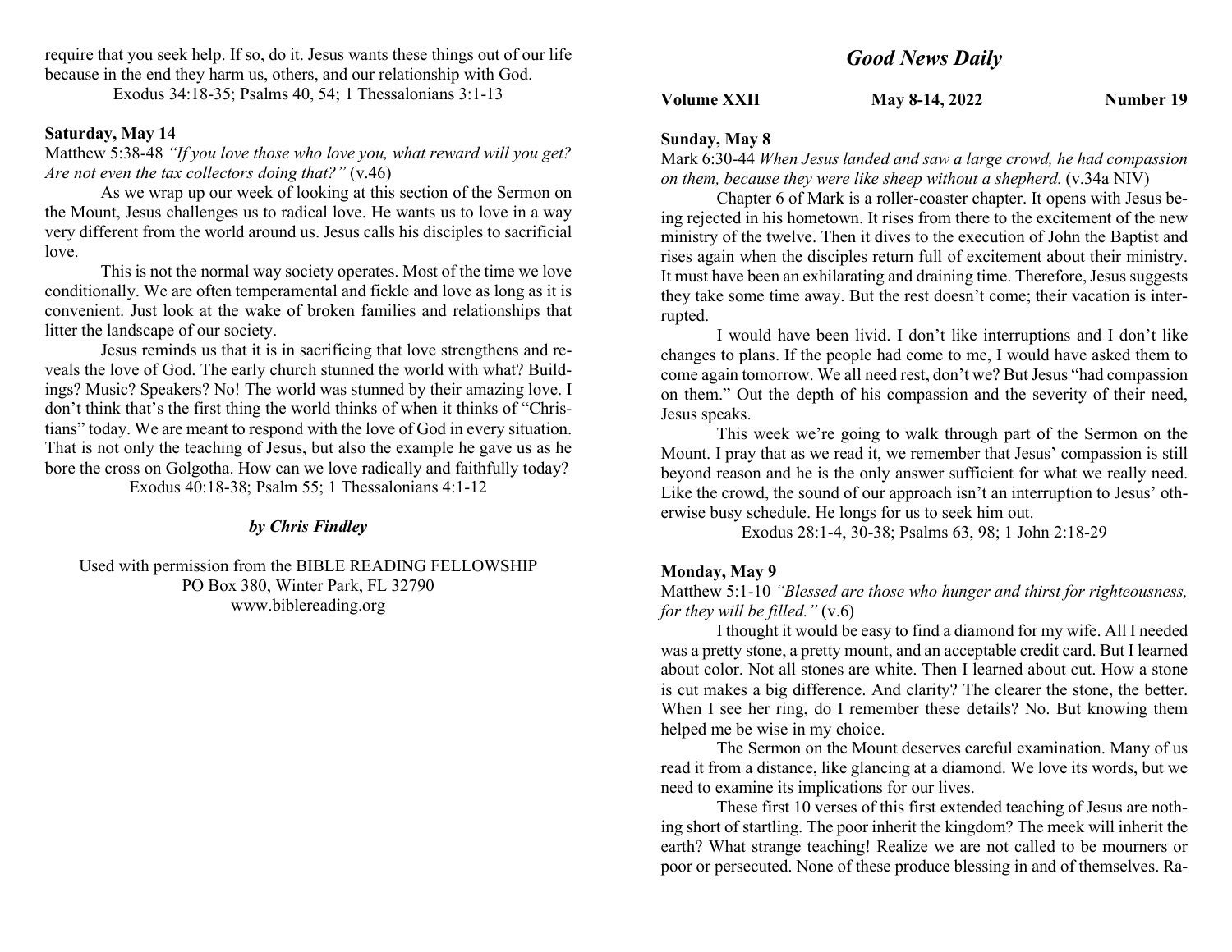require that you seek help. If so, do it. Jesus wants these things out of our life because in the end they harm us, others, and our relationship with God.

Exodus 34:18-35; Psalms 40, 54; 1 Thessalonians 3:1-13

**Saturday, May 14**

Matthew 5:38-48 *"If you love those who love you, what reward will you get? Are not even the tax collectors doing that?"* (v.46)

As we wrap up our week of looking at this section of the Sermon on the Mount, Jesus challenges us to radical love. He wants us to love in a way very different from the world around us. Jesus calls his disciples to sacrificial love.

This is not the normal way society operates. Most of the time we love conditionally. We are often temperamental and fickle and love as long as it is convenient. Just look at the wake of broken families and relationships that litter the landscape of our society.

Jesus reminds us that it is in sacrificing that love strengthens and reveals the love of God. The early church stunned the world with what? Buildings? Music? Speakers? No! The world was stunned by their amazing love. I don't think that's the first thing the world thinks of when it thinks of "Christians" today. We are meant to respond with the love of God in every situation. That is not only the teaching of Jesus, but also the example he gave us as he bore the cross on Golgotha. How can we love radically and faithfully today?

Exodus 40:18-38; Psalm 55; 1 Thessalonians 4:1-12

***by Chris Findley***

Used with permission from the BIBLE READING FELLOWSHIP
PO Box 380, Winter Park, FL 32790
www.biblereading.org

# *Good News Daily*

**Volume XXII** | **May 8-14, 2022** | **Number 19**

**Sunday, May 8**

Mark 6:30-44 *When Jesus landed and saw a large crowd, he had compassion on them, because they were like sheep without a shepherd.* (v.34a NIV)

Chapter 6 of Mark is a roller-coaster chapter. It opens with Jesus being rejected in his hometown. It rises from there to the excitement of the new ministry of the twelve. Then it dives to the execution of John the Baptist and rises again when the disciples return full of excitement about their ministry. It must have been an exhilarating and draining time. Therefore, Jesus suggests they take some time away. But the rest doesn't come; their vacation is interrupted.

I would have been livid. I don't like interruptions and I don't like changes to plans. If the people had come to me, I would have asked them to come again tomorrow. We all need rest, don't we? But Jesus "had compassion on them." Out the depth of his compassion and the severity of their need, Jesus speaks.

This week we're going to walk through part of the Sermon on the Mount. I pray that as we read it, we remember that Jesus' compassion is still beyond reason and he is the only answer sufficient for what we really need. Like the crowd, the sound of our approach isn't an interruption to Jesus' otherwise busy schedule. He longs for us to seek him out.

Exodus 28:1-4, 30-38; Psalms 63, 98; 1 John 2:18-29

**Monday, May 9**

Matthew 5:1-10 *"Blessed are those who hunger and thirst for righteousness, for they will be filled."* (v.6)

I thought it would be easy to find a diamond for my wife. All I needed was a pretty stone, a pretty mount, and an acceptable credit card. But I learned about color. Not all stones are white. Then I learned about cut. How a stone is cut makes a big difference. And clarity? The clearer the stone, the better. When I see her ring, do I remember these details? No. But knowing them helped me be wise in my choice.

The Sermon on the Mount deserves careful examination. Many of us read it from a distance, like glancing at a diamond. We love its words, but we need to examine its implications for our lives.

These first 10 verses of this first extended teaching of Jesus are nothing short of startling. The poor inherit the kingdom? The meek will inherit the earth? What strange teaching! Realize we are not called to be mourners or poor or persecuted. None of these produce blessing in and of themselves. Ra-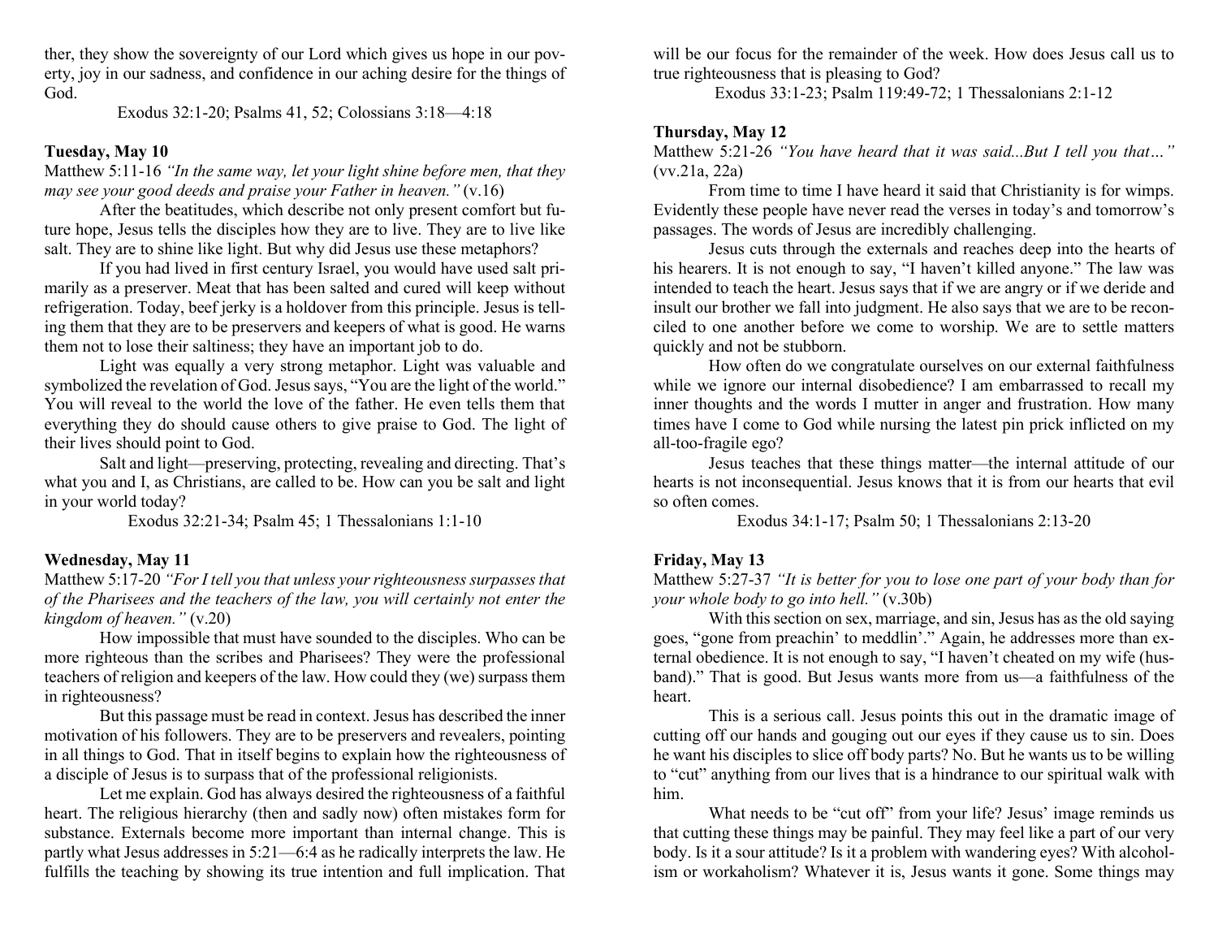ther, they show the sovereignty of our Lord which gives us hope in our poverty, joy in our sadness, and confidence in our aching desire for the things of God.

Exodus 32:1-20; Psalms 41, 52; Colossians 3:18—4:18

### Tuesday, May 10

Matthew 5:11-16 *"In the same way, let your light shine before men, that they may see your good deeds and praise your Father in heaven."* (v.16)

After the beatitudes, which describe not only present comfort but future hope, Jesus tells the disciples how they are to live. They are to live like salt. They are to shine like light. But why did Jesus use these metaphors?

If you had lived in first century Israel, you would have used salt primarily as a preserver. Meat that has been salted and cured will keep without refrigeration. Today, beef jerky is a holdover from this principle. Jesus is telling them that they are to be preservers and keepers of what is good. He warns them not to lose their saltiness; they have an important job to do.

Light was equally a very strong metaphor. Light was valuable and symbolized the revelation of God. Jesus says, "You are the light of the world." You will reveal to the world the love of the father. He even tells them that everything they do should cause others to give praise to God. The light of their lives should point to God.

Salt and light—preserving, protecting, revealing and directing. That's what you and I, as Christians, are called to be. How can you be salt and light in your world today?

Exodus 32:21-34; Psalm 45; 1 Thessalonians 1:1-10

### Wednesday, May 11

Matthew 5:17-20 *"For I tell you that unless your righteousness surpasses that of the Pharisees and the teachers of the law, you will certainly not enter the kingdom of heaven."* (v.20)

How impossible that must have sounded to the disciples. Who can be more righteous than the scribes and Pharisees? They were the professional teachers of religion and keepers of the law. How could they (we) surpass them in righteousness?

But this passage must be read in context. Jesus has described the inner motivation of his followers. They are to be preservers and revealers, pointing in all things to God. That in itself begins to explain how the righteousness of a disciple of Jesus is to surpass that of the professional religionists.

Let me explain. God has always desired the righteousness of a faithful heart. The religious hierarchy (then and sadly now) often mistakes form for substance. Externals become more important than internal change. This is partly what Jesus addresses in 5:21—6:4 as he radically interprets the law. He fulfills the teaching by showing its true intention and full implication. That will be our focus for the remainder of the week. How does Jesus call us to true righteousness that is pleasing to God?

Exodus 33:1-23; Psalm 119:49-72; 1 Thessalonians 2:1-12

### Thursday, May 12

Matthew 5:21-26 *"You have heard that it was said...But I tell you that…"* (vv.21a, 22a)

From time to time I have heard it said that Christianity is for wimps. Evidently these people have never read the verses in today's and tomorrow's passages. The words of Jesus are incredibly challenging.

Jesus cuts through the externals and reaches deep into the hearts of his hearers. It is not enough to say, "I haven't killed anyone." The law was intended to teach the heart. Jesus says that if we are angry or if we deride and insult our brother we fall into judgment. He also says that we are to be reconciled to one another before we come to worship. We are to settle matters quickly and not be stubborn.

How often do we congratulate ourselves on our external faithfulness while we ignore our internal disobedience? I am embarrassed to recall my inner thoughts and the words I mutter in anger and frustration. How many times have I come to God while nursing the latest pin prick inflicted on my all-too-fragile ego?

Jesus teaches that these things matter—the internal attitude of our hearts is not inconsequential. Jesus knows that it is from our hearts that evil so often comes.

Exodus 34:1-17; Psalm 50; 1 Thessalonians 2:13-20

### Friday, May 13

Matthew 5:27-37 *"It is better for you to lose one part of your body than for your whole body to go into hell."* (v.30b)

With this section on sex, marriage, and sin, Jesus has as the old saying goes, "gone from preachin' to meddlin'." Again, he addresses more than external obedience. It is not enough to say, "I haven't cheated on my wife (husband)." That is good. But Jesus wants more from us—a faithfulness of the heart.

This is a serious call. Jesus points this out in the dramatic image of cutting off our hands and gouging out our eyes if they cause us to sin. Does he want his disciples to slice off body parts? No. But he wants us to be willing to "cut" anything from our lives that is a hindrance to our spiritual walk with him.

What needs to be "cut off" from your life? Jesus' image reminds us that cutting these things may be painful. They may feel like a part of our very body. Is it a sour attitude? Is it a problem with wandering eyes? With alcoholism or workaholism? Whatever it is, Jesus wants it gone. Some things may